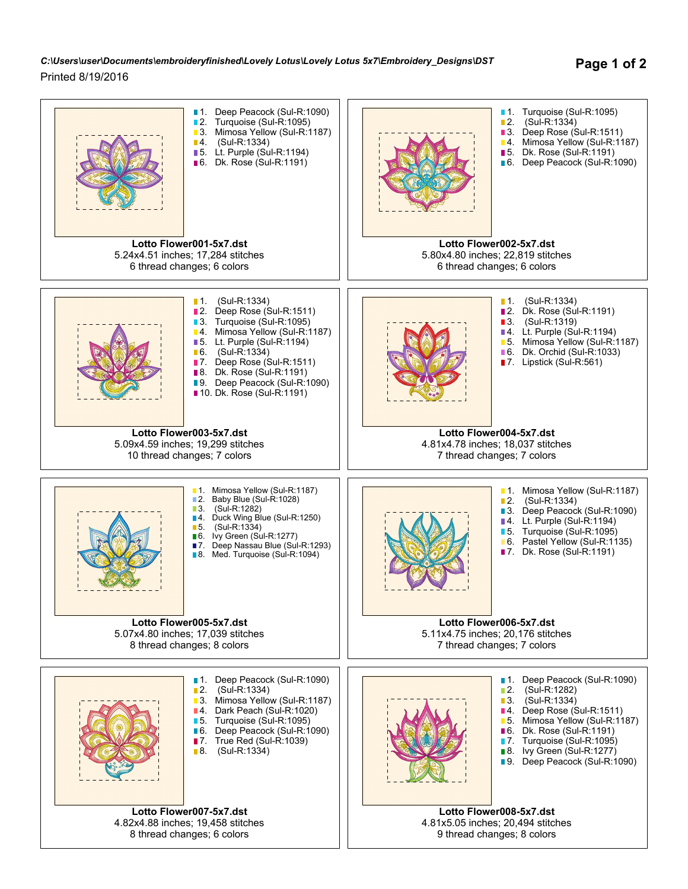*C:\Users\user\Documents\embroideryfinished\Lovely Lotus\Lovely Lotus 5x7\Embroidery_Designs\DST*

Printed 8/19/2016

1. Deep Peacock (Sul-R:1090)
2. Turquoise (Sul-R:1095)
3. Mimosa Yellow (Sul-R:1187)
4. (Sul-R:1334)
5. Lt. Purple (Sul-R:1194)
6. Dk. Rose (Sul-R:1191)

**Lotto Flower001-5x7.dst**
5.24x4.51 inches; 17,284 stitches
6 thread changes; 6 colors

1. Turquoise (Sul-R:1095)
2. (Sul-R:1334)
3. Deep Rose (Sul-R:1511)
4. Mimosa Yellow (Sul-R:1187)
5. Dk. Rose (Sul-R:1191)
6. Deep Peacock (Sul-R:1090)

**Lotto Flower002-5x7.dst**
5.80x4.80 inches; 22,819 stitches
6 thread changes; 6 colors

1. (Sul-R:1334)
2. Deep Rose (Sul-R:1511)
3. Turquoise (Sul-R:1095)
4. Mimosa Yellow (Sul-R:1187)
5. Lt. Purple (Sul-R:1194)
6. (Sul-R:1334)
7. Deep Rose (Sul-R:1511)
8. Dk. Rose (Sul-R:1191)
9. Deep Peacock (Sul-R:1090)
10. Dk. Rose (Sul-R:1191)

**Lotto Flower003-5x7.dst**
5.09x4.59 inches; 19,299 stitches
10 thread changes; 7 colors

1. (Sul-R:1334)
2. Dk. Rose (Sul-R:1191)
3. (Sul-R:1319)
4. Lt. Purple (Sul-R:1194)
5. Mimosa Yellow (Sul-R:1187)
6. Dk. Orchid (Sul-R:1033)
7. Lipstick (Sul-R:561)

**Lotto Flower004-5x7.dst**
4.81x4.78 inches; 18,037 stitches
7 thread changes; 7 colors

1. Mimosa Yellow (Sul-R:1187)
2. Baby Blue (Sul-R:1028)
3. (Sul-R:1282)
4. Duck Wing Blue (Sul-R:1250)
5. (Sul-R:1334)
6. Ivy Green (Sul-R:1277)
7. Deep Nassau Blue (Sul-R:1293)
8. Med. Turquoise (Sul-R:1094)

**Lotto Flower005-5x7.dst**
5.07x4.80 inches; 17,039 stitches
8 thread changes; 8 colors

1. Mimosa Yellow (Sul-R:1187)
2. (Sul-R:1334)
3. Deep Peacock (Sul-R:1090)
4. Lt. Purple (Sul-R:1194)
5. Turquoise (Sul-R:1095)
6. Pastel Yellow (Sul-R:1135)
7. Dk. Rose (Sul-R:1191)

**Lotto Flower006-5x7.dst**
5.11x4.75 inches; 20,176 stitches
7 thread changes; 7 colors

1. Deep Peacock (Sul-R:1090)
2. (Sul-R:1334)
3. Mimosa Yellow (Sul-R:1187)
4. Dark Peach (Sul-R:1020)
5. Turquoise (Sul-R:1095)
6. Deep Peacock (Sul-R:1090)
7. True Red (Sul-R:1039)
8. (Sul-R:1334)

**Lotto Flower007-5x7.dst**
4.82x4.88 inches; 19,458 stitches
8 thread changes; 6 colors

1. Deep Peacock (Sul-R:1090)
2. (Sul-R:1282)
3. (Sul-R:1334)
4. Deep Rose (Sul-R:1511)
5. Mimosa Yellow (Sul-R:1187)
6. Dk. Rose (Sul-R:1191)
7. Turquoise (Sul-R:1095)
8. Ivy Green (Sul-R:1277)
9. Deep Peacock (Sul-R:1090)

**Lotto Flower008-5x7.dst**
4.81x5.05 inches; 20,494 stitches
9 thread changes; 8 colors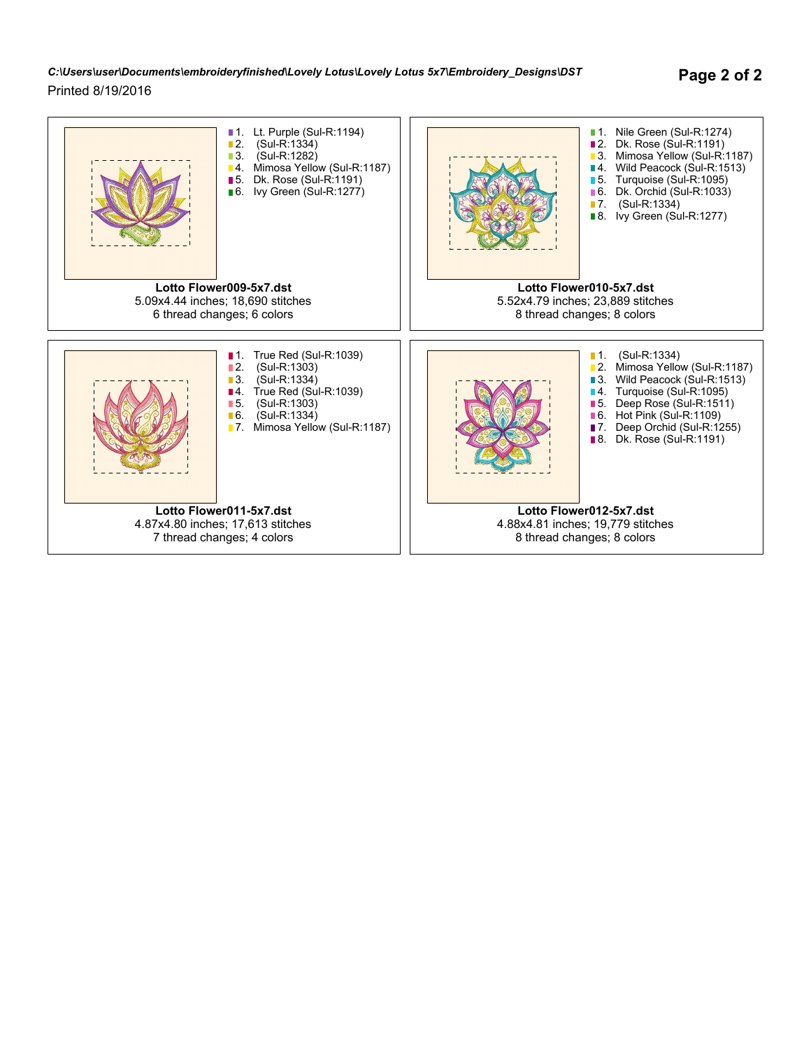C:\Users\user\Documents\embroideryfinished\Lovely Lotus\Lovely Lotus 5x7\Embroidery_Designs\DST

Printed 8/19/2016

1. Lt. Purple (Sul-R:1194)
2. (Sul-R:1334)
3. (Sul-R:1282)
4. Mimosa Yellow (Sul-R:1187)
5. Dk. Rose (Sul-R:1191)
6. Ivy Green (Sul-R:1277)

**Lotto Flower009-5x7.dst**
5.09x4.44 inches; 18,690 stitches
6 thread changes; 6 colors

1. Nile Green (Sul-R:1274)
2. Dk. Rose (Sul-R:1191)
3. Mimosa Yellow (Sul-R:1187)
4. Wild Peacock (Sul-R:1513)
5. Turquoise (Sul-R:1095)
6. Dk. Orchid (Sul-R:1033)
7. (Sul-R:1334)
8. Ivy Green (Sul-R:1277)

**Lotto Flower010-5x7.dst**
5.52x4.79 inches; 23,889 stitches
8 thread changes; 8 colors

1. True Red (Sul-R:1039)
2. (Sul-R:1303)
3. (Sul-R:1334)
4. True Red (Sul-R:1039)
5. (Sul-R:1303)
6. (Sul-R:1334)
7. Mimosa Yellow (Sul-R:1187)

**Lotto Flower011-5x7.dst**
4.87x4.80 inches; 17,613 stitches
7 thread changes; 4 colors

1. (Sul-R:1334)
2. Mimosa Yellow (Sul-R:1187)
3. Wild Peacock (Sul-R:1513)
4. Turquoise (Sul-R:1095)
5. Deep Rose (Sul-R:1511)
6. Hot Pink (Sul-R:1109)
7. Deep Orchid (Sul-R:1255)
8. Dk. Rose (Sul-R:1191)

**Lotto Flower012-5x7.dst**
4.88x4.81 inches; 19,779 stitches
8 thread changes; 8 colors